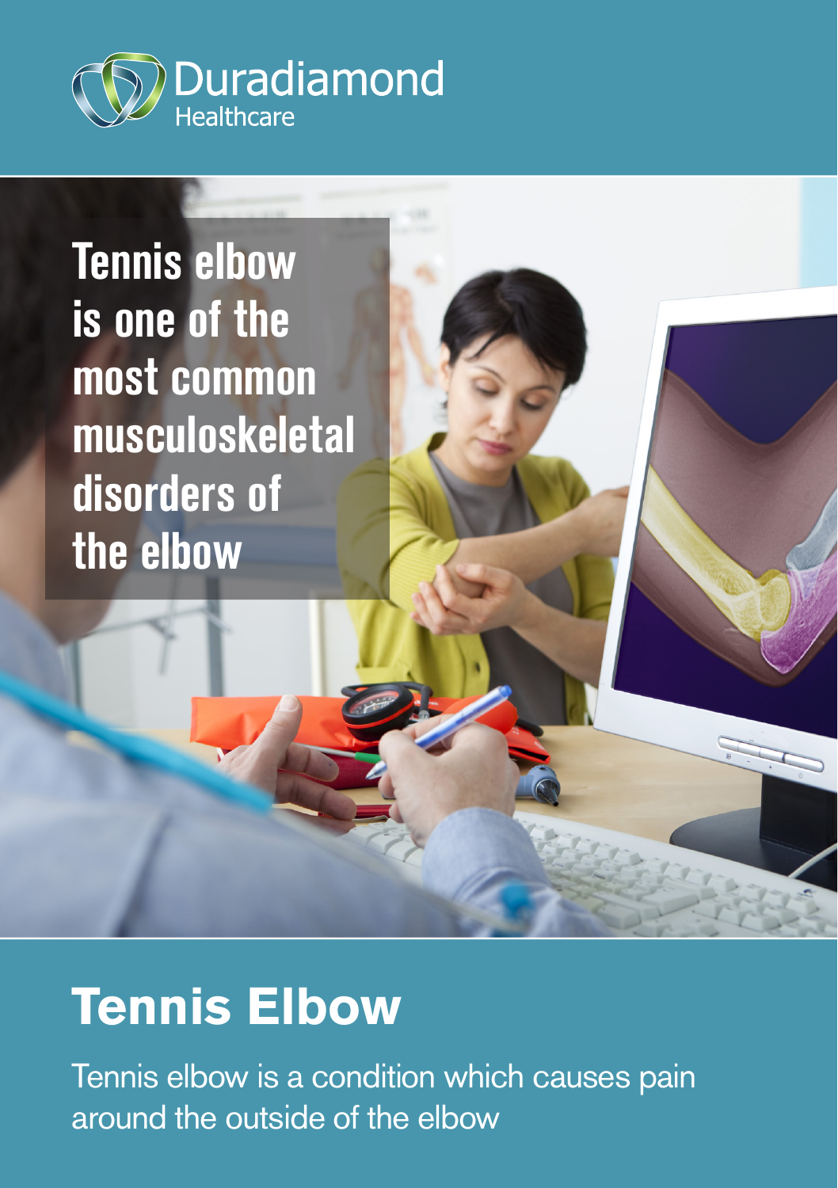Duradiamond Healthcare

**Tennis elbow is one of the most common musculoskeletal disorders of the elbow**

# Tennis Elbow

Tennis elbow is a condition which causes pain around the outside of the elbow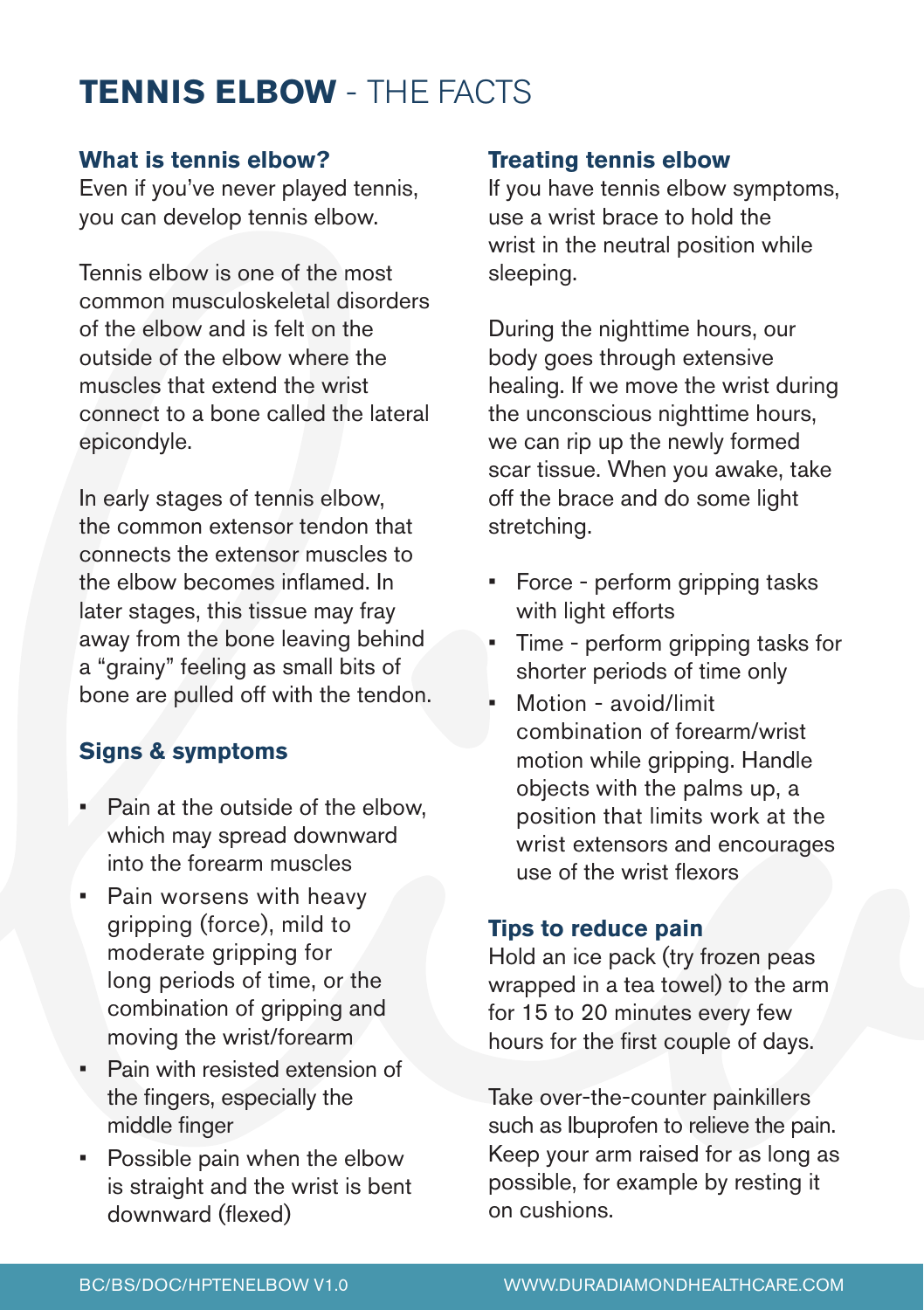# **TENNIS ELBOW** - THE FACTS

### What is tennis elbow?

Even if you've never played tennis, you can develop tennis elbow.

Tennis elbow is one of the most common musculoskeletal disorders of the elbow and is felt on the outside of the elbow where the muscles that extend the wrist connect to a bone called the lateral epicondyle.

In early stages of tennis elbow, the common extensor tendon that connects the extensor muscles to the elbow becomes inflamed. In later stages, this tissue may fray away from the bone leaving behind a "grainy" feeling as small bits of bone are pulled off with the tendon.

### Signs & symptoms

- Pain at the outside of the elbow, which may spread downward into the forearm muscles
- Pain worsens with heavy gripping (force), mild to moderate gripping for long periods of time, or the combination of gripping and moving the wrist/forearm
- Pain with resisted extension of the fingers, especially the middle finger
- Possible pain when the elbow is straight and the wrist is bent downward (flexed)

### Treating tennis elbow

If you have tennis elbow symptoms, use a wrist brace to hold the wrist in the neutral position while sleeping.

During the nighttime hours, our body goes through extensive healing. If we move the wrist during the unconscious nighttime hours, we can rip up the newly formed scar tissue. When you awake, take off the brace and do some light stretching.

- Force - perform gripping tasks with light efforts
- Time - perform gripping tasks for shorter periods of time only
- Motion - avoid/limit combination of forearm/wrist motion while gripping. Handle objects with the palms up, a position that limits work at the wrist extensors and encourages use of the wrist flexors

### Tips to reduce pain

Hold an ice pack (try frozen peas wrapped in a tea towel) to the arm for 15 to 20 minutes every few hours for the first couple of days.

Take over-the-counter painkillers such as Ibuprofen to relieve the pain. Keep your arm raised for as long as possible, for example by resting it on cushions.

BC/BS/DOC/HPTENELBOW V1.0

WWW.DURADIAMONDHEALTHCARE.COM